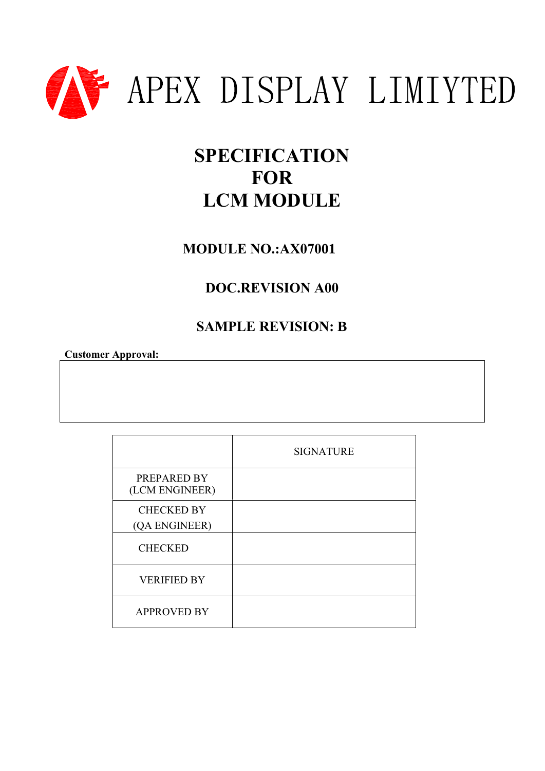APEX DISPLAY LIMIYTED

# SPECIFICATION
# FOR
# LCM MODULE

**MODULE NO.:AX07001**

**DOC.REVISION A00**

**SAMPLE REVISION: B**

**Customer Approval:**

| | SIGNATURE |
|---|---|
| PREPARED BY (LCM ENGINEER) | |
| CHECKED BY (QA ENGINEER) | |
| CHECKED | |
| VERIFIED BY | |
| APPROVED BY | |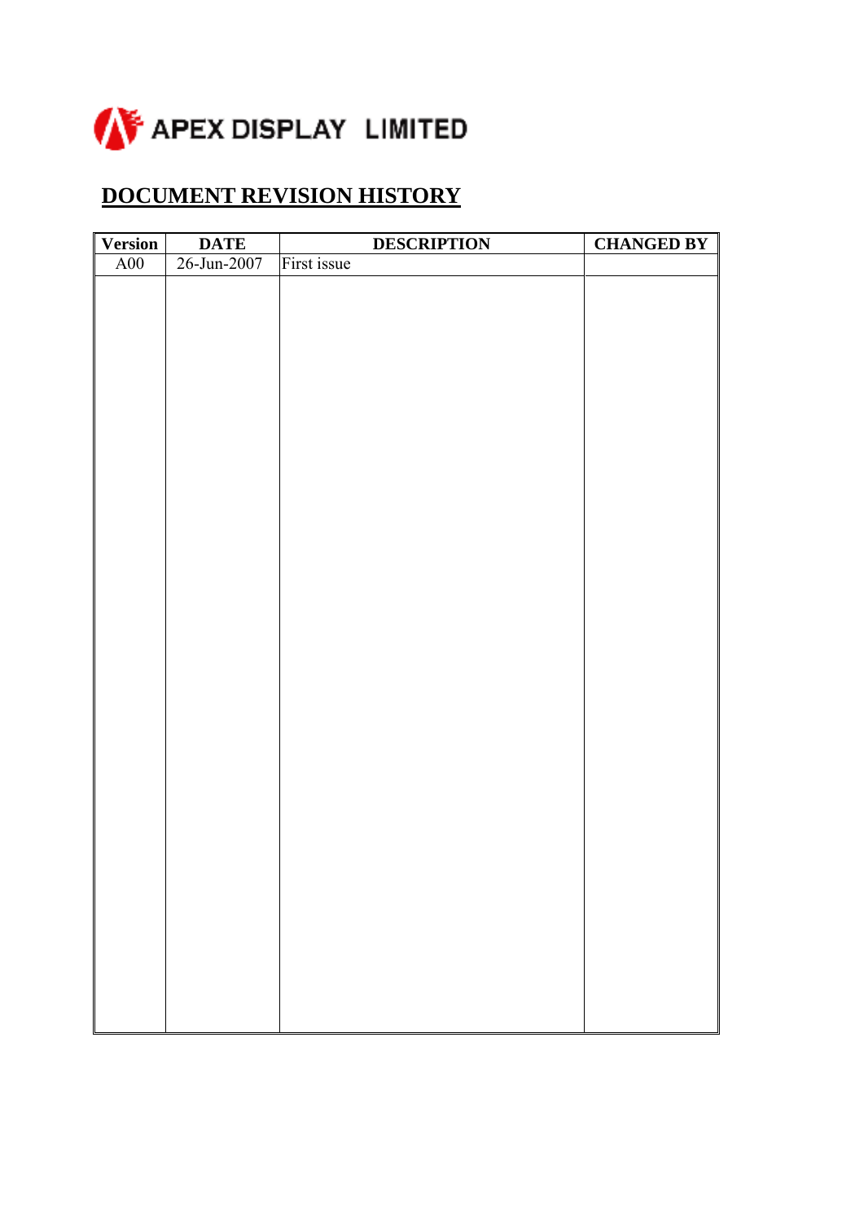APEX DISPLAY LIMITED

## DOCUMENT REVISION HISTORY

| Version | DATE | DESCRIPTION | CHANGED BY |
|---|---|---|---|
| A00 | 26-Jun-2007 | First issue | |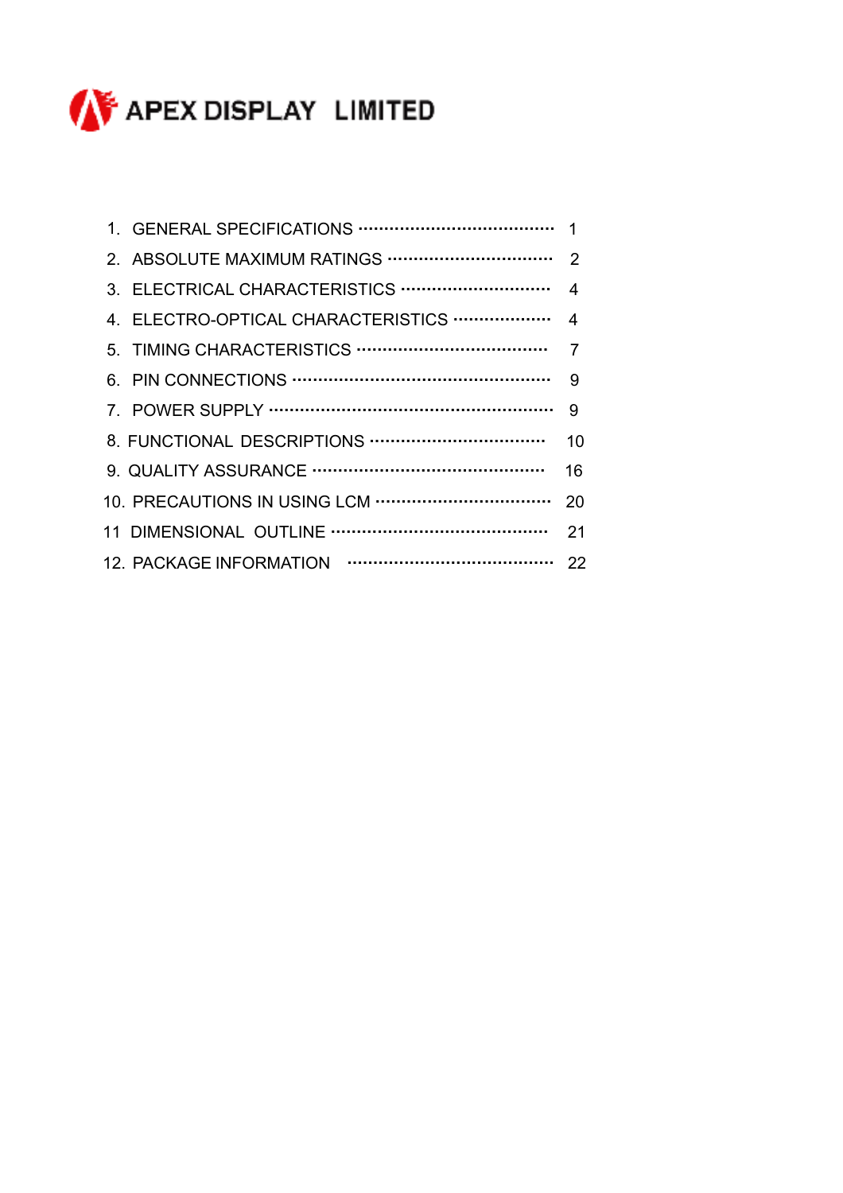**APEX DISPLAY LIMITED**

| | |
|---|---|
| 1. GENERAL SPECIFICATIONS | 1 |
| 2. ABSOLUTE MAXIMUM RATINGS | 2 |
| 3. ELECTRICAL CHARACTERISTICS | 4 |
| 4. ELECTRO-OPTICAL CHARACTERISTICS | 4 |
| 5. TIMING CHARACTERISTICS | 7 |
| 6. PIN CONNECTIONS | 9 |
| 7. POWER SUPPLY | 9 |
| 8. FUNCTIONAL DESCRIPTIONS | 10 |
| 9. QUALITY ASSURANCE | 16 |
| 10. PRECAUTIONS IN USING LCM | 20 |
| 11 DIMENSIONAL OUTLINE | 21 |
| 12. PACKAGE INFORMATION | 22 |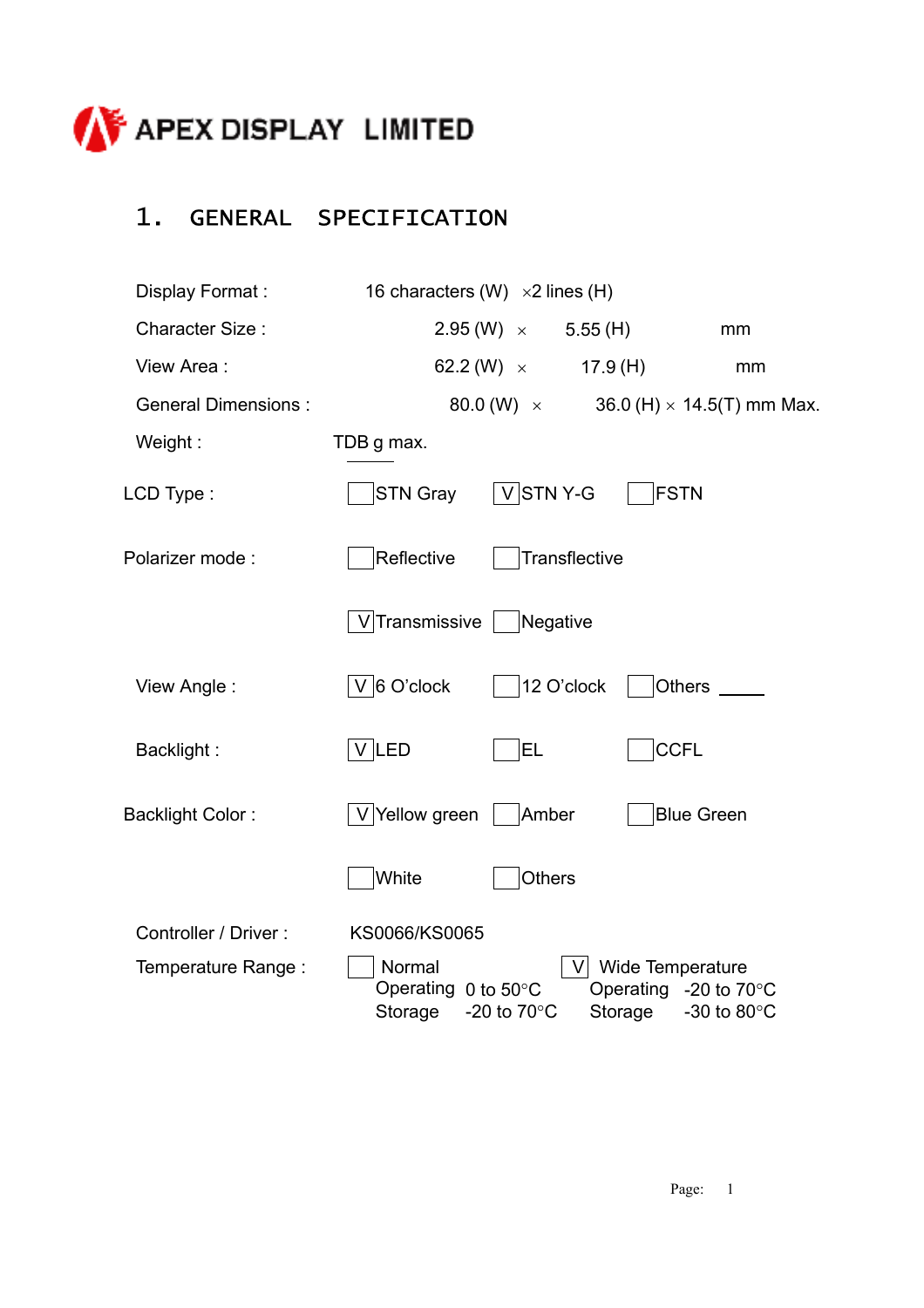APEX DISPLAY LIMITED

# 1. GENERAL SPECIFICATION

| | | | |
|---|---|---|---|
| Display Format : | 16 characters (W) ×2 lines (H) | | |
| Character Size : | 2.95 (W) × | 5.55 (H) | mm |
| View Area : | 62.2 (W) × | 17.9 (H) | mm |
| General Dimensions : | 80.0 (W) × | 36.0 (H) × 14.5(T) mm Max. | |
| Weight : | TDB g max. | | |

| | | | |
|---|---|---|---|
| LCD Type : | [ ] STN Gray | [V] STN Y-G | [ ] FSTN |
| Polarizer mode : | [ ] Reflective | [ ] Transflective | |
| | [V] Transmissive | [ ] Negative | |
| View Angle : | [V] 6 O'clock | [ ] 12 O'clock | [ ] Others ____ |
| Backlight : | [V] LED | [ ] EL | [ ] CCFL |
| Backlight Color : | [V] Yellow green | [ ] Amber | [ ] Blue Green |
| | [ ] White | [ ] Others | |

Controller / Driver : KS0066/KS0065

| Temperature Range : | [ ] Normal | [V] Wide Temperature |
|---|---|---|
| | Operating 0 to 50°C | Operating -20 to 70°C |
| | Storage -20 to 70°C | Storage -30 to 80°C |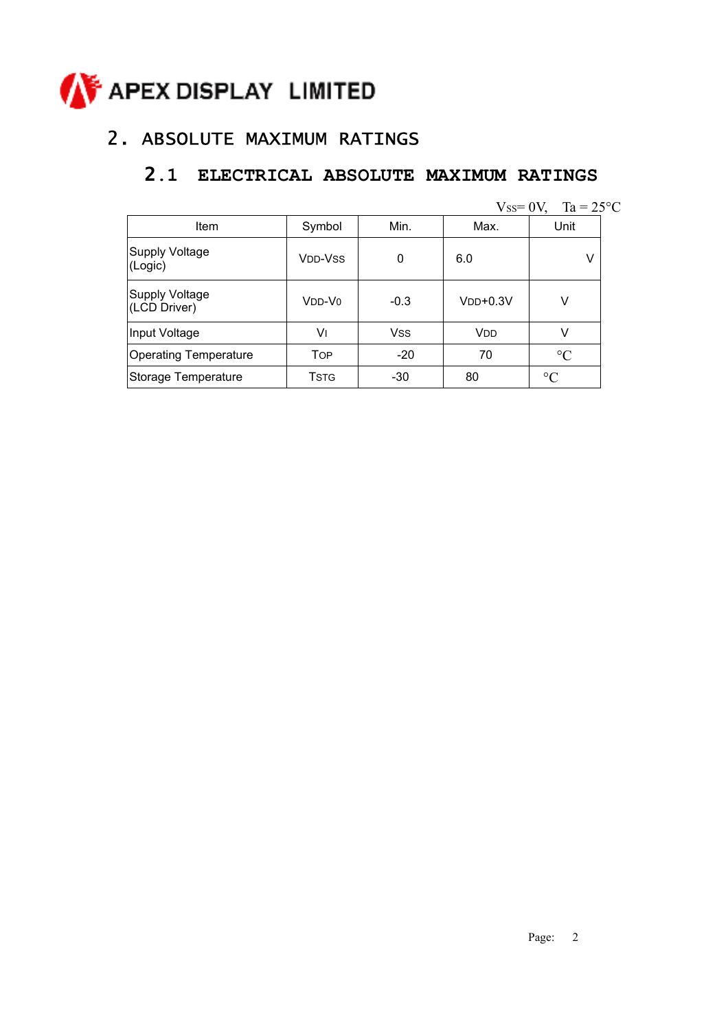APEX DISPLAY LIMITED

# 2. ABSOLUTE MAXIMUM RATINGS

## 2.1 ELECTRICAL ABSOLUTE MAXIMUM RATINGS

$V_{SS}$= 0V, Ta = 25°C

| Item | Symbol | Min. | Max. | Unit |
|---|---|---|---|---|
| Supply Voltage (Logic) | $V_{DD}$-$V_{SS}$ | 0 | 6.0 | V |
| Supply Voltage (LCD Driver) | $V_{DD}$-$V_0$ | -0.3 | $V_{DD}$+0.3V | V |
| Input Voltage | $V_I$ | $V_{SS}$ | $V_{DD}$ | V |
| Operating Temperature | $T_{OP}$ | -20 | 70 | °C |
| Storage Temperature | $T_{STG}$ | -30 | 80 | °C |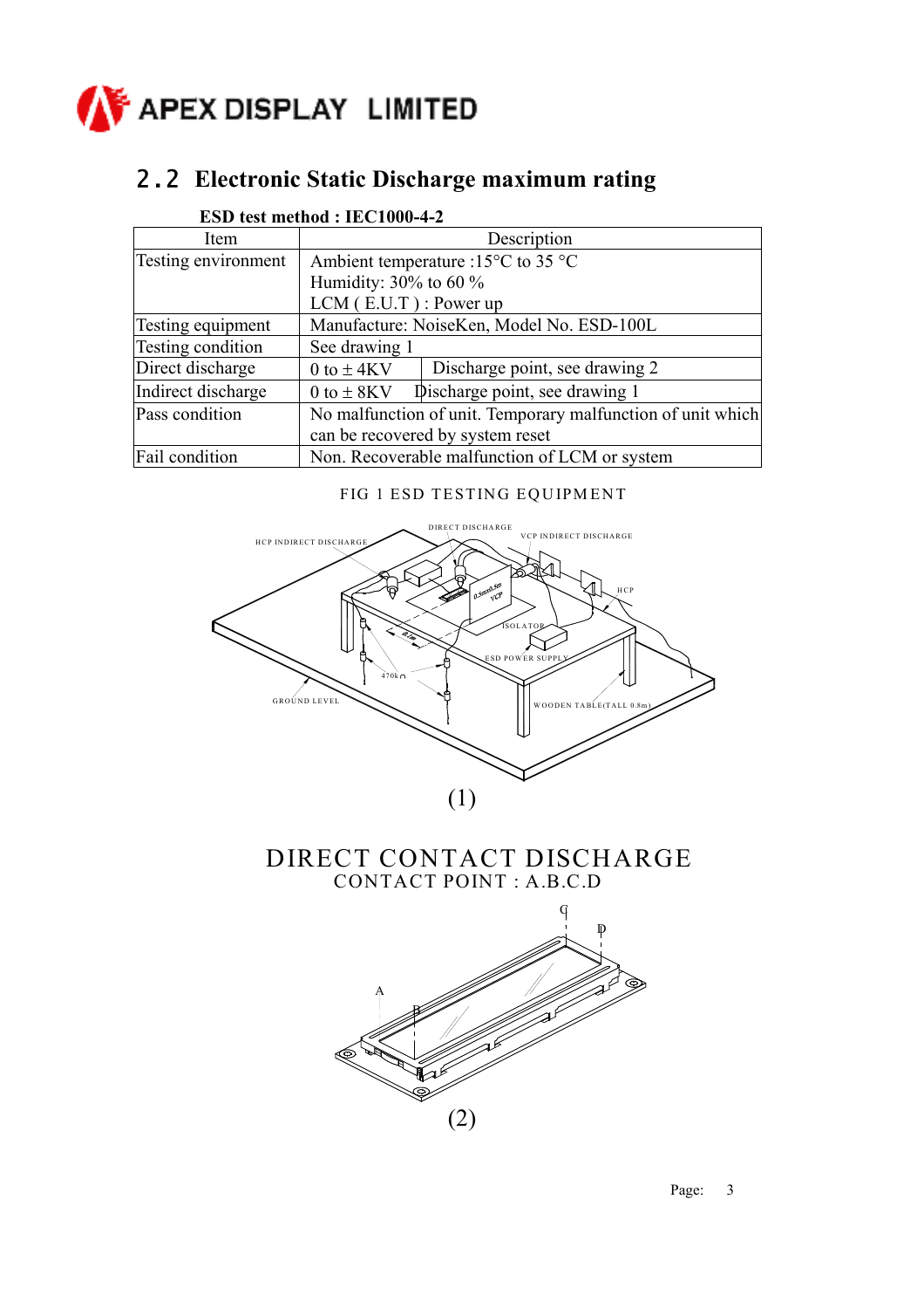## 2.2 Electronic Static Discharge maximum rating

**ESD test method : IEC1000-4-2**

| Item | Description | |
|---|---|---|
| Testing environment | Ambient temperature :15°C to 35 °C<br>Humidity: 30% to 60 %<br>LCM ( E.U.T ) : Power up | |
| Testing equipment | Manufacture: NoiseKen, Model No. ESD-100L | |
| Testing condition | See drawing 1 | |
| Direct discharge | 0 to ± 4KV | Discharge point, see drawing 2 |
| Indirect discharge | 0 to ± 8KV | Discharge point, see drawing 1 |
| Pass condition | No malfunction of unit. Temporary malfunction of unit which can be recovered by system reset | |
| Fail condition | Non. Recoverable malfunction of LCM or system | |

FIG 1 ESD TESTING EQUIPMENT

HCP INDIRECT DISCHARGE, DIRECT DISCHARGE, VCP INDIRECT DISCHARGE, HCP, 0.5mx0.5m VCP, ISOLATOR, ESD POWER SUPPLY, 0.1m, 470kΩ, GROUND LEVEL, WOODEN TABLE(TALL 0.8m)

(1)

DIRECT CONTACT DISCHARGE

CONTACT POINT : A.B.C.D

A, B, C, D

(2)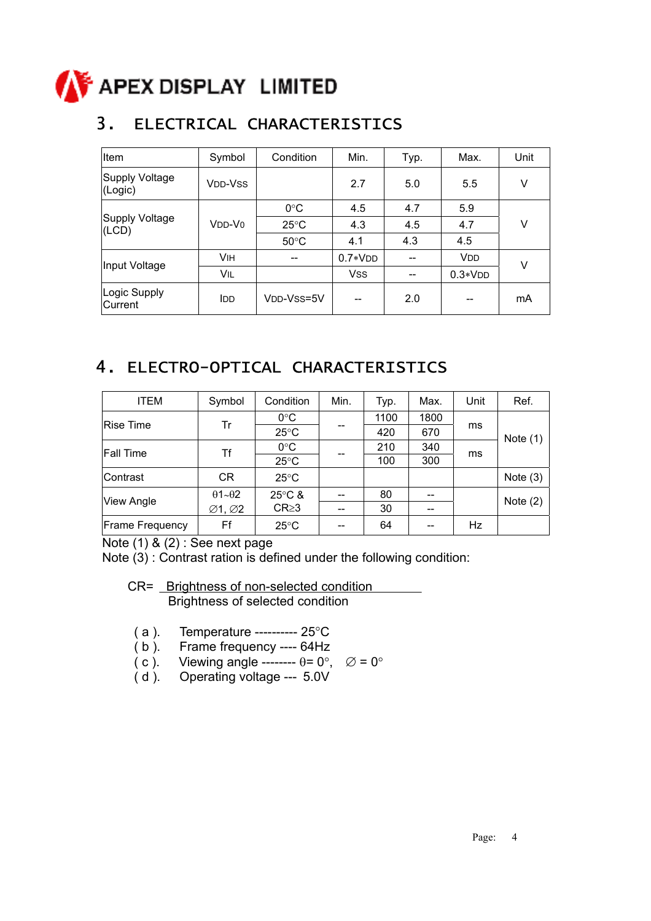# APEX DISPLAY LIMITED

## 3. ELECTRICAL CHARACTERISTICS

| Item | Symbol | Condition | Min. | Typ. | Max. | Unit |
|---|---|---|---|---|---|---|
| Supply Voltage (Logic) | $V_{DD}$-$V_{SS}$ | | 2.7 | 5.0 | 5.5 | V |
| Supply Voltage (LCD) | $V_{DD}$-$V_0$ | 0°C | 4.5 | 4.7 | 5.9 | V |
| | | 25°C | 4.3 | 4.5 | 4.7 | |
| | | 50°C | 4.1 | 4.3 | 4.5 | |
| Input Voltage | $V_{IH}$ | -- | 0.7∗$V_{DD}$ | -- | $V_{DD}$ | V |
| | $V_{IL}$ | | $V_{SS}$ | -- | 0.3∗$V_{DD}$ | |
| Logic Supply Current | $I_{DD}$ | $V_{DD}$-$V_{SS}$=5V | -- | 2.0 | -- | mA |

## 4. ELECTRO-OPTICAL CHARACTERISTICS

| ITEM | Symbol | Condition | Min. | Typ. | Max. | Unit | Ref. |
|---|---|---|---|---|---|---|---|
| Rise Time | Tr | 0°C | -- | 1100 | 1800 | ms | Note (1) |
| | | 25°C | | 420 | 670 | | |
| Fall Time | Tf | 0°C | -- | 210 | 340 | ms | |
| | | 25°C | | 100 | 300 | | |
| Contrast | CR | 25°C | | | | | Note (3) |
| View Angle | θ1~θ2 | 25°C & CR≥3 | -- | 80 | -- | | Note (2) |
| | ∅1, ∅2 | | -- | 30 | -- | | |
| Frame Frequency | Ff | 25°C | -- | 64 | -- | Hz | |

Note (1) & (2) : See next page

Note (3) : Contrast ration is defined under the following condition:

$$CR = \frac{\text{Brightness of non-selected condition}}{\text{Brightness of selected condition}}$$

( a ). Temperature ---------- 25°C

( b ). Frame frequency ---- 64Hz

( c ). Viewing angle -------- θ= 0°, ∅ = 0°

( d ). Operating voltage --- 5.0V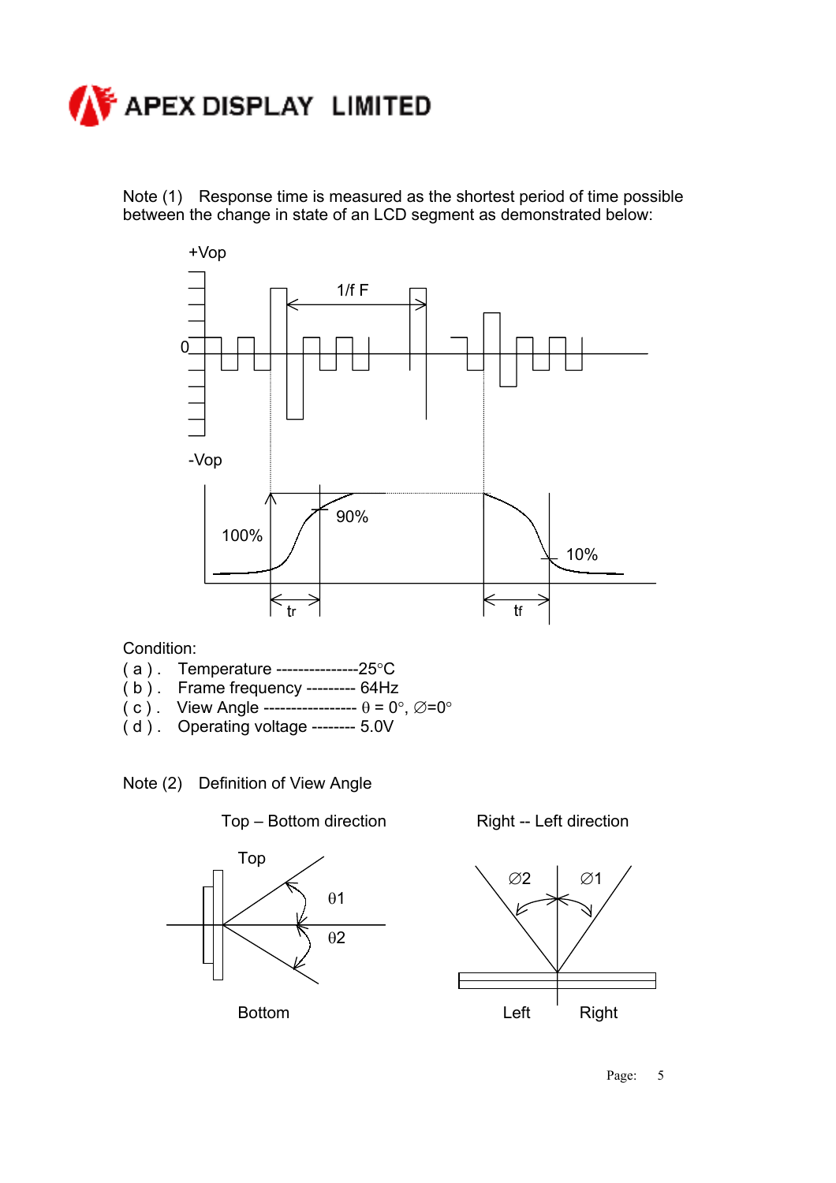Note (1) Response time is measured as the shortest period of time possible between the change in state of an LCD segment as demonstrated below:

+Vop

1/f F

0

-Vop

100%

90%

10%

tr

tf

Condition:

( a ) . Temperature ---------------25°C

( b ) . Frame frequency --------- 64Hz

( c ) . View Angle ----------------- θ = 0°, ∅=0°

( d ) . Operating voltage -------- 5.0V

Note (2) Definition of View Angle

Top – Bottom direction

Top

θ1

θ2

Bottom

Right -- Left direction

∅2

∅1

Left

Right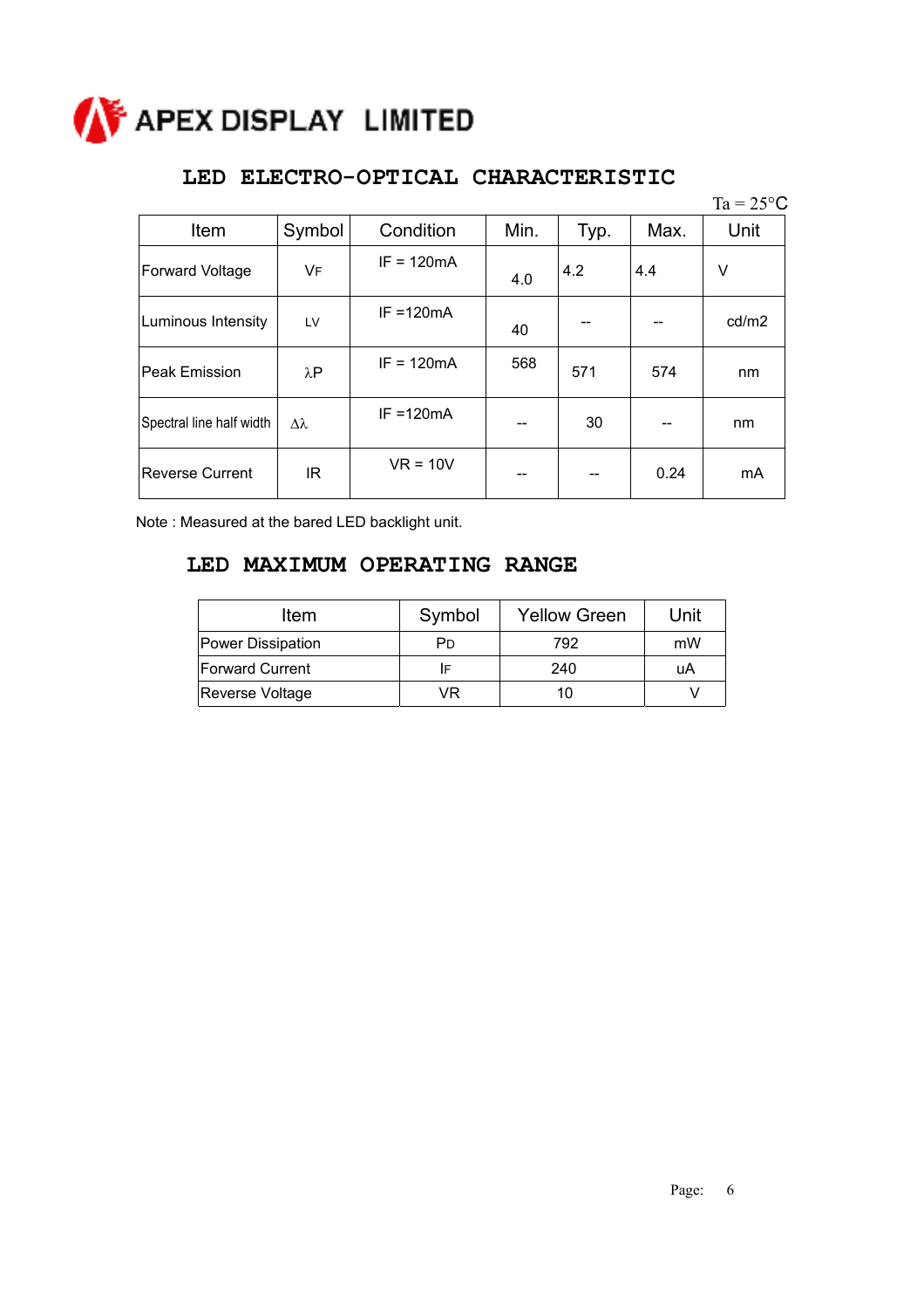APEX DISPLAY LIMITED

## LED ELECTRO-OPTICAL CHARACTERISTIC

Ta = 25°C

| Item | Symbol | Condition | Min. | Typ. | Max. | Unit |
|---|---|---|---|---|---|---|
| Forward Voltage | $V_F$ | IF = 120mA | 4.0 | 4.2 | 4.4 | V |
| Luminous Intensity | LV | IF =120mA | 40 | -- | -- | cd/m2 |
| Peak Emission | $\lambda P$ | IF = 120mA | 568 | 571 | 574 | nm |
| Spectral line half width | $\Delta\lambda$ | IF =120mA | -- | 30 | -- | nm |
| Reverse Current | IR | VR = 10V | -- | -- | 0.24 | mA |

Note : Measured at the bared LED backlight unit.

## LED MAXIMUM OPERATING RANGE

| Item | Symbol | Yellow Green | Unit |
|---|---|---|---|
| Power Dissipation | $P_D$ | 792 | mW |
| Forward Current | $I_F$ | 240 | uA |
| Reverse Voltage | VR | 10 | V |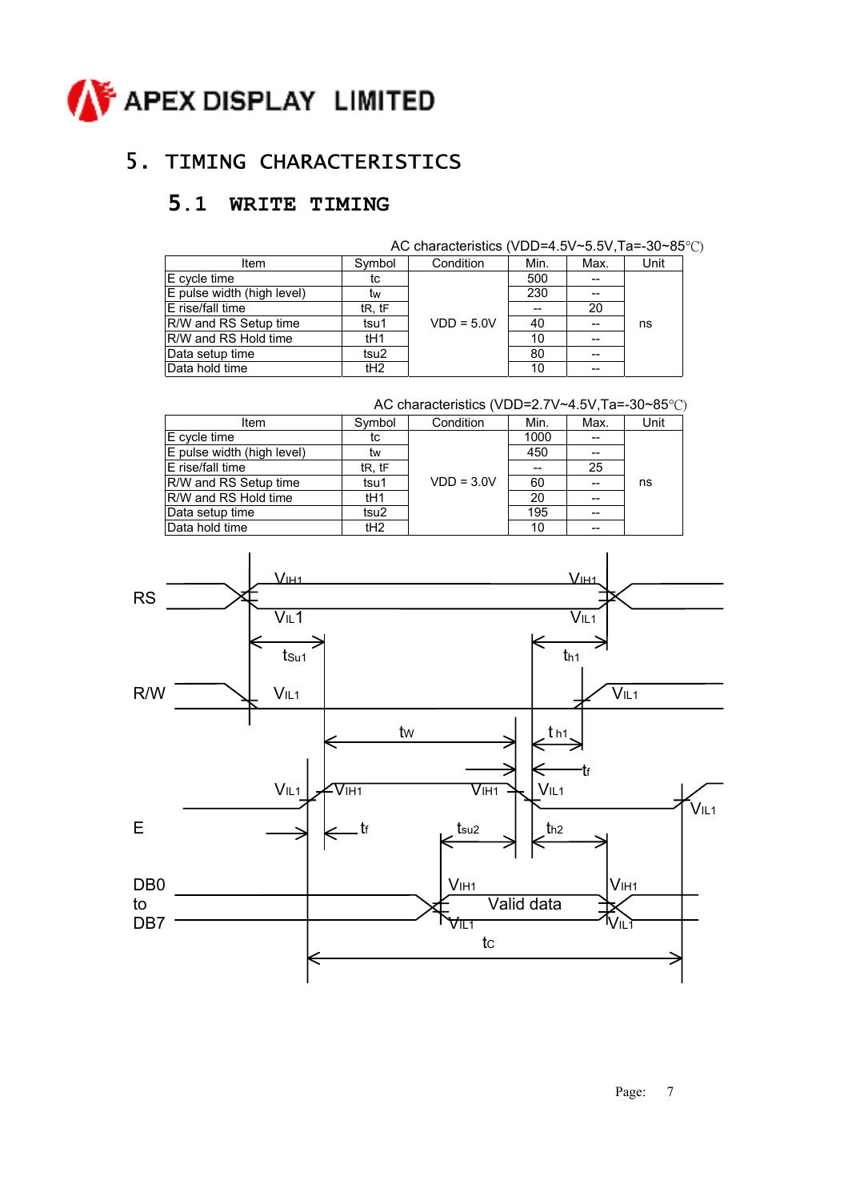## 5. TIMING CHARACTERISTICS

### 5.1 WRITE TIMING

AC characteristics (VDD=4.5V~5.5V,Ta=-30~85℃)

| Item | Symbol | Condition | Min. | Max. | Unit |
|---|---|---|---|---|---|
| E cycle time | tc | VDD = 5.0V | 500 | -- | ns |
| E pulse width (high level) | tw | | 230 | -- | |
| E rise/fall time | tR, tF | | -- | 20 | |
| R/W and RS Setup time | tsu1 | | 40 | -- | |
| R/W and RS Hold time | tH1 | | 10 | -- | |
| Data setup time | tsu2 | | 80 | -- | |
| Data hold time | tH2 | | 10 | -- | |

AC characteristics (VDD=2.7V~4.5V,Ta=-30~85℃)

| Item | Symbol | Condition | Min. | Max. | Unit |
|---|---|---|---|---|---|
| E cycle time | tc | VDD = 3.0V | 1000 | -- | ns |
| E pulse width (high level) | tw | | 450 | -- | |
| E rise/fall time | tR, tF | | -- | 25 | |
| R/W and RS Setup time | tsu1 | | 60 | -- | |
| R/W and RS Hold time | tH1 | | 20 | -- | |
| Data setup time | tsu2 | | 195 | -- | |
| Data hold time | tH2 | | 10 | -- | |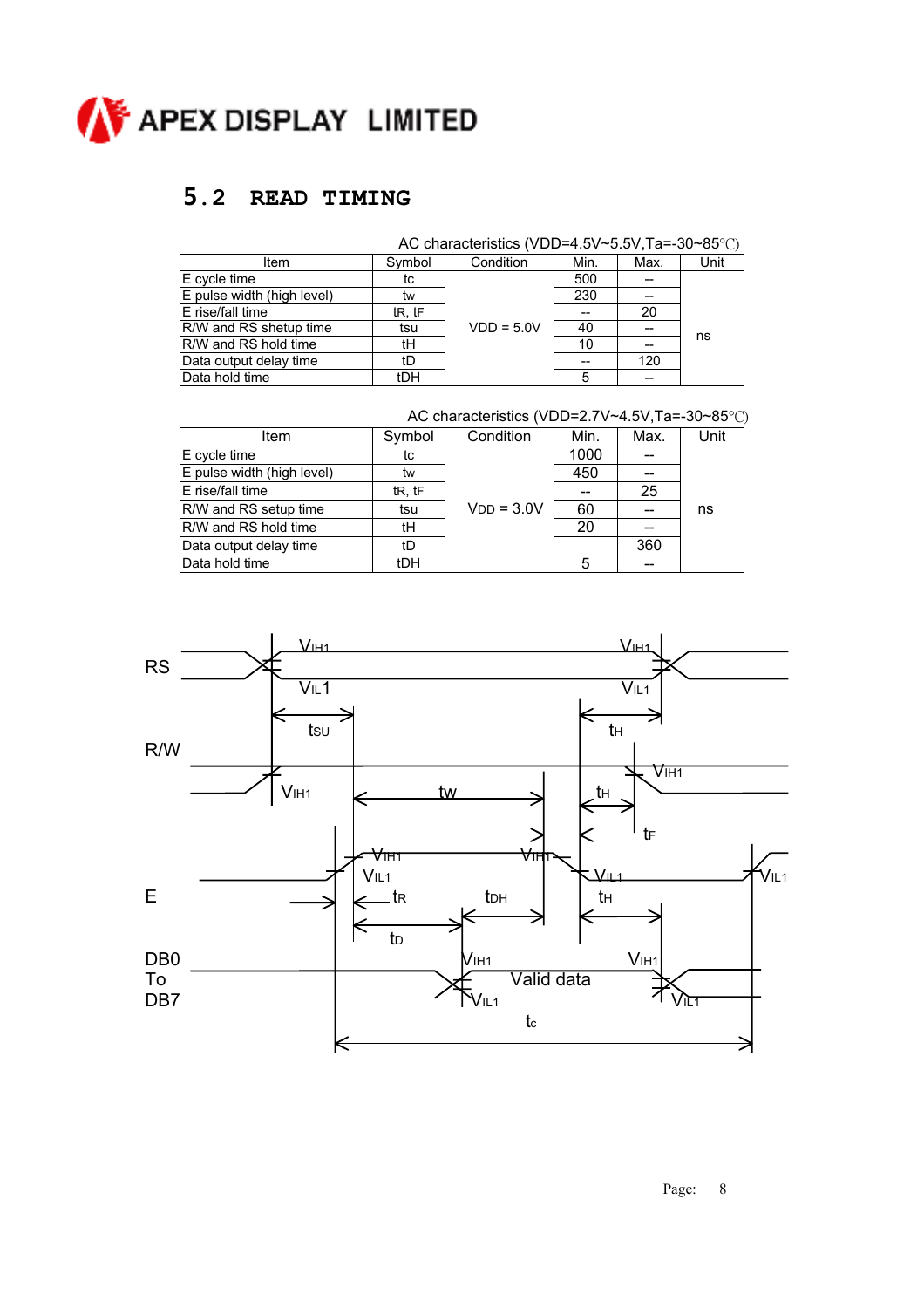## 5.2 READ TIMING

AC characteristics (VDD=4.5V~5.5V,Ta=-30~85℃)

| Item | Symbol | Condition | Min. | Max. | Unit |
|---|---|---|---|---|---|
| E cycle time | tc | VDD = 5.0V | 500 | -- | ns |
| E pulse width (high level) | tw | | 230 | -- | |
| E rise/fall time | tR, tF | | -- | 20 | |
| R/W and RS shetup time | tsu | | 40 | -- | |
| R/W and RS hold time | tH | | 10 | -- | |
| Data output delay time | tD | | -- | 120 | |
| Data hold time | tDH | | 5 | -- | |

AC characteristics (VDD=2.7V~4.5V,Ta=-30~85℃)

| Item | Symbol | Condition | Min. | Max. | Unit |
|---|---|---|---|---|---|
| E cycle time | tc | VDD = 3.0V | 1000 | -- | ns |
| E pulse width (high level) | tw | | 450 | -- | |
| E rise/fall time | tR, tF | | -- | 25 | |
| R/W and RS setup time | tsu | | 60 | -- | |
| R/W and RS hold time | tH | | 20 | -- | |
| Data output delay time | tD | | | 360 | |
| Data hold time | tDH | | 5 | -- | |

RS
R/W
E
DB0 To DB7

$V_{IH1}$ $V_{IL1}$ $t_{SU}$ $t_H$ $t_W$ $t_F$ $t_R$ $t_{DH}$ $t_D$ Valid data $t_c$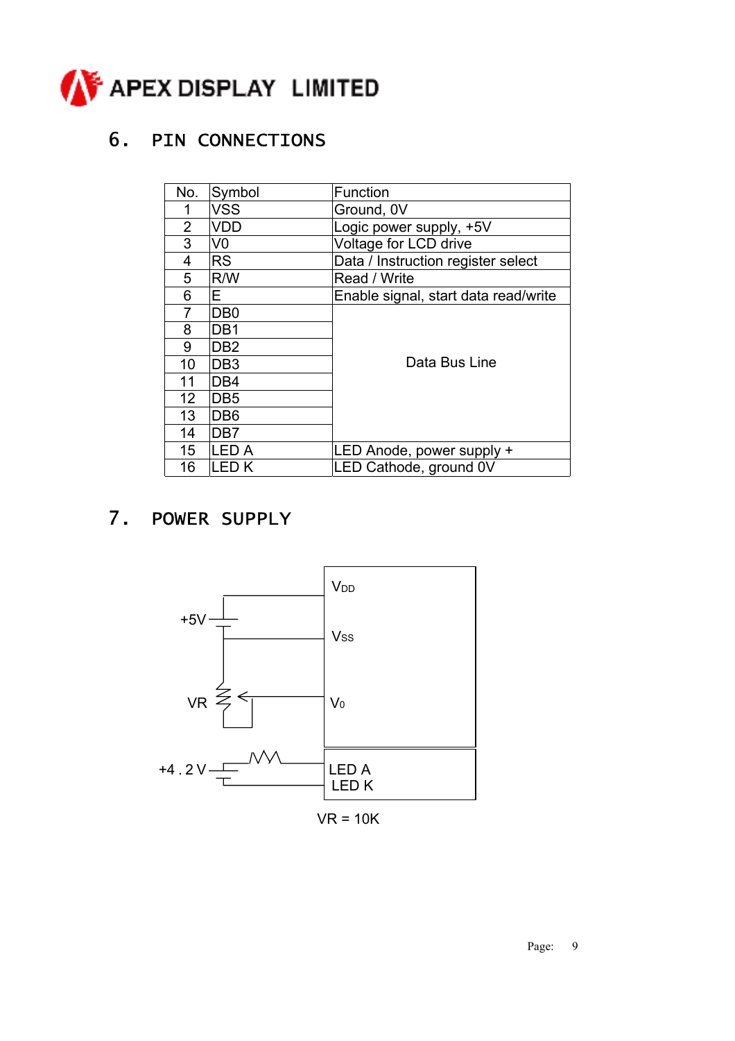## 6. PIN CONNECTIONS

| No. | Symbol | Function |
|---|---|---|
| 1 | VSS | Ground, 0V |
| 2 | VDD | Logic power supply, +5V |
| 3 | V0 | Voltage for LCD drive |
| 4 | RS | Data / Instruction register select |
| 5 | R/W | Read / Write |
| 6 | E | Enable signal, start data read/write |
| 7 | DB0 | Data Bus Line |
| 8 | DB1 | |
| 9 | DB2 | |
| 10 | DB3 | |
| 11 | DB4 | |
| 12 | DB5 | |
| 13 | DB6 | |
| 14 | DB7 | |
| 15 | LED A | LED Anode, power supply + |
| 16 | LED K | LED Cathode, ground 0V |

## 7. POWER SUPPLY

+5V

VR

+4.2V

$V_{DD}$

$V_{SS}$

$V_0$

LED A

LED K

VR = 10K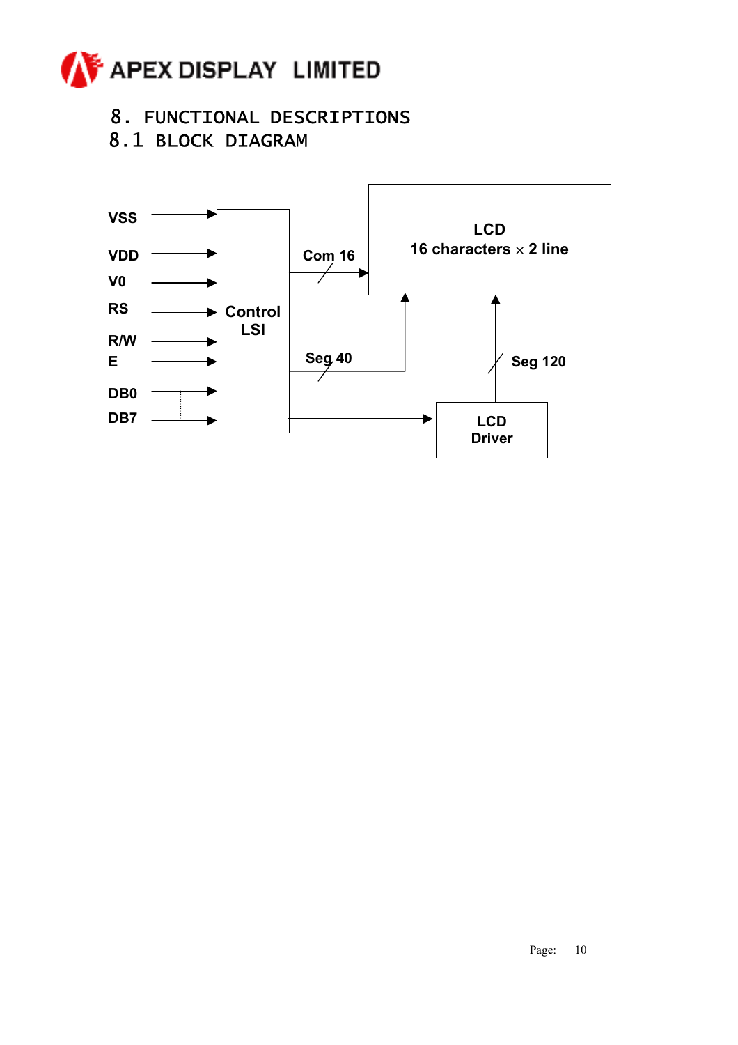# 8. FUNCTIONAL DESCRIPTIONS

## 8.1 BLOCK DIAGRAM

VSS

VDD

V0

RS

R/W

E

DB0

DB7

Control LSI

Com 16

Seg 40

LCD
16 characters × 2 line

Seg 120

LCD Driver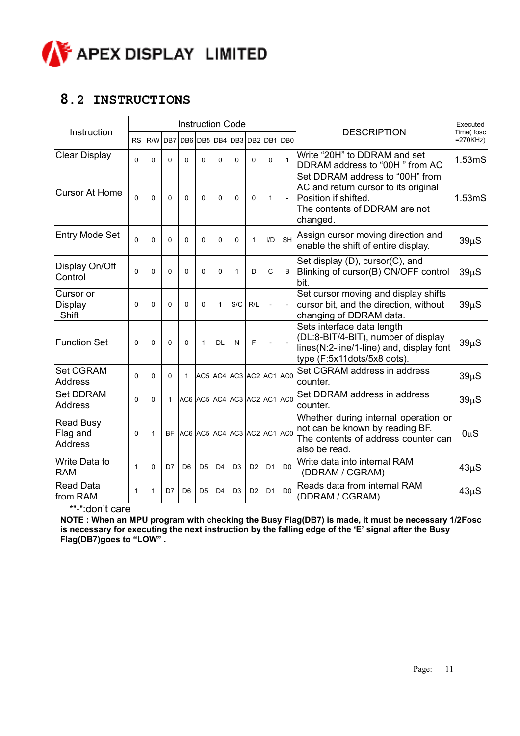## 8.2 INSTRUCTIONS

| Instruction | Instruction Code | | | | | | | | | | DESCRIPTION | Executed Time( fosc =270KHz) |
|---|---|---|---|---|---|---|---|---|---|---|---|---|
| | RS | R/W | DB7 | DB6 | DB5 | DB4 | DB3 | DB2 | DB1 | DB0 | | |
| Clear Display | 0 | 0 | 0 | 0 | 0 | 0 | 0 | 0 | 0 | 1 | Write “20H” to DDRAM and set DDRAM address to “00H ” from AC | 1.53mS |
| Cursor At Home | 0 | 0 | 0 | 0 | 0 | 0 | 0 | 0 | 1 | - | Set DDRAM address to “00H” from AC and return cursor to its original Position if shifted. The contents of DDRAM are not changed. | 1.53mS |
| Entry Mode Set | 0 | 0 | 0 | 0 | 0 | 0 | 0 | 1 | I/D | SH | Assign cursor moving direction and enable the shift of entire display. | 39μS |
| Display On/Off Control | 0 | 0 | 0 | 0 | 0 | 0 | 1 | D | C | B | Set display (D), cursor(C), and Blinking of cursor(B) ON/OFF control bit. | 39μS |
| Cursor or Display Shift | 0 | 0 | 0 | 0 | 0 | 1 | S/C | R/L | - | - | Set cursor moving and display shifts cursor bit, and the direction, without changing of DDRAM data. | 39μS |
| Function Set | 0 | 0 | 0 | 0 | 1 | DL | N | F | - | - | Sets interface data length (DL:8-BIT/4-BIT), number of display lines(N:2-line/1-line) and, display font type (F:5x11dots/5x8 dots). | 39μS |
| Set CGRAM Address | 0 | 0 | 0 | 1 | AC5 | AC4 | AC3 | AC2 | AC1 | AC0 | Set CGRAM address in address counter. | 39μS |
| Set DDRAM Address | 0 | 0 | 1 | AC6 | AC5 | AC4 | AC3 | AC2 | AC1 | AC0 | Set DDRAM address in address counter. | 39μS |
| Read Busy Flag and Address | 0 | 1 | BF | AC6 | AC5 | AC4 | AC3 | AC2 | AC1 | AC0 | Whether during internal operation or not can be known by reading BF. The contents of address counter can also be read. | 0μS |
| Write Data to RAM | 1 | 0 | D7 | D6 | D5 | D4 | D3 | D2 | D1 | D0 | Write data into internal RAM (DDRAM / CGRAM) | 43μS |
| Read Data from RAM | 1 | 1 | D7 | D6 | D5 | D4 | D3 | D2 | D1 | D0 | Reads data from internal RAM (DDRAM / CGRAM). | 43μS |

*"-":don’t care

**NOTE : When an MPU program with checking the Busy Flag(DB7) is made, it must be necessary 1/2Fosc is necessary for executing the next instruction by the falling edge of the ‘E’ signal after the Busy Flag(DB7)goes to “LOW” .**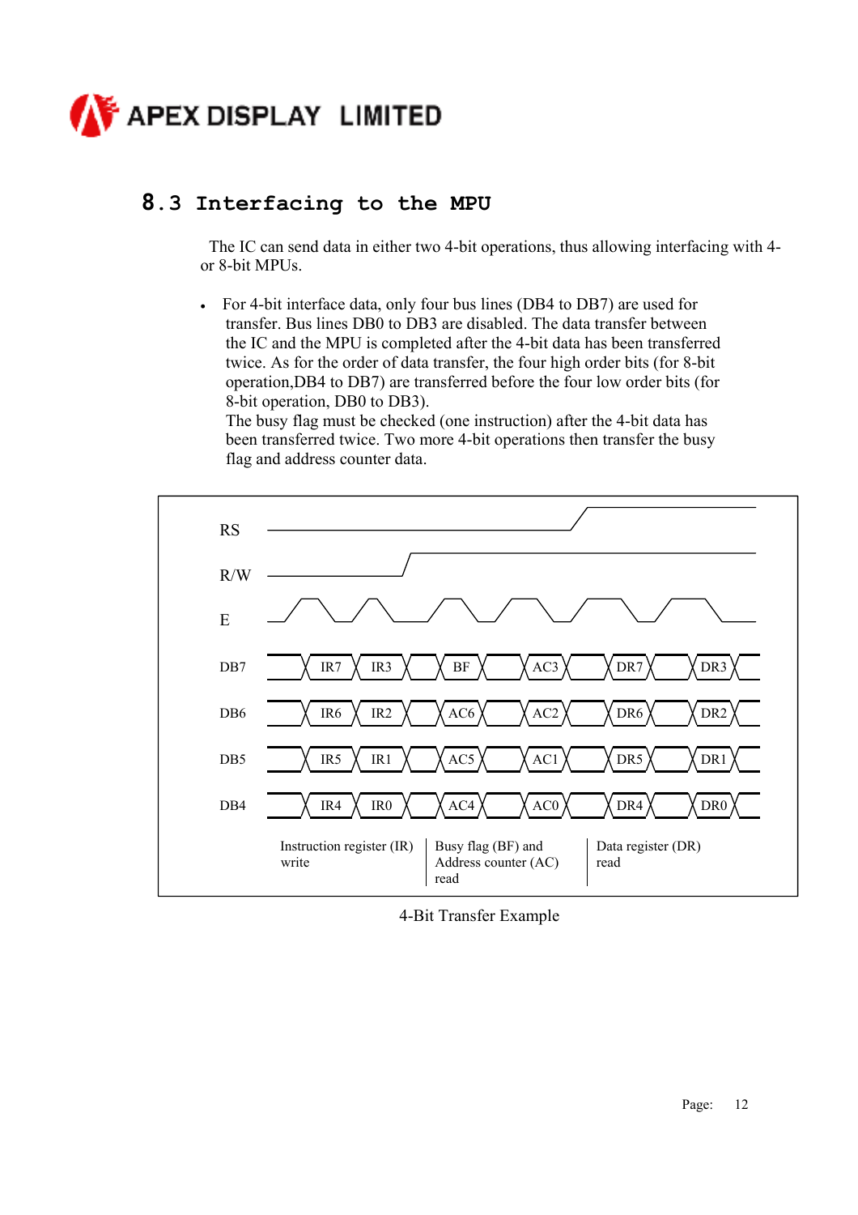## 8.3 Interfacing to the MPU

The IC can send data in either two 4-bit operations, thus allowing interfacing with 4- or 8-bit MPUs.

- For 4-bit interface data, only four bus lines (DB4 to DB7) are used for transfer. Bus lines DB0 to DB3 are disabled. The data transfer between the IC and the MPU is completed after the 4-bit data has been transferred twice. As for the order of data transfer, the four high order bits (for 8-bit operation,DB4 to DB7) are transferred before the four low order bits (for 8-bit operation, DB0 to DB3).
  The busy flag must be checked (one instruction) after the 4-bit data has been transferred twice. Two more 4-bit operations then transfer the busy flag and address counter data.

| Signal | Instruction register (IR) write | | Busy flag (BF) and Address counter (AC) read | | Data register (DR) read | |
|---|---|---|---|---|---|---|
| RS | Low | Low | Low | Low | High | High |
| R/W | Low | Low | High | High | High | High |
| DB7 | IR7 | IR3 | BF | AC3 | DR7 | DR3 |
| DB6 | IR6 | IR2 | AC6 | AC2 | DR6 | DR2 |
| DB5 | IR5 | IR1 | AC5 | AC1 | DR5 | DR1 |
| DB4 | IR4 | IR0 | AC4 | AC0 | DR4 | DR0 |

4-Bit Transfer Example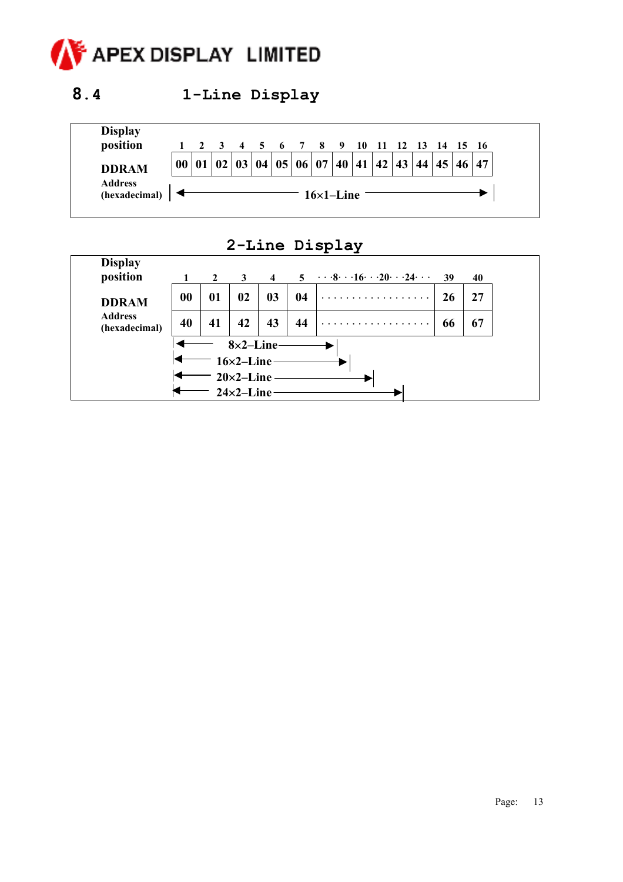## 8.4 1-Line Display

| Display position | 1 | 2 | 3 | 4 | 5 | 6 | 7 | 8 | 9 | 10 | 11 | 12 | 13 | 14 | 15 | 16 |
|---|---|---|---|---|---|---|---|---|---|---|---|---|---|---|---|---|
| DDRAM Address (hexadecimal) | 00 | 01 | 02 | 03 | 04 | 05 | 06 | 07 | 40 | 41 | 42 | 43 | 44 | 45 | 46 | 47 |

← 16×1–Line →

## 2-Line Display

| Display position | 1 | 2 | 3 | 4 | 5 | · · ·8· · ·16· · ·20· · ·24· · · | 39 | 40 |
|---|---|---|---|---|---|---|---|---|
| DDRAM Address (hexadecimal) | 00 | 01 | 02 | 03 | 04 | . . . . . . . . . . . . . . . . . . | 26 | 27 |
| | 40 | 41 | 42 | 43 | 44 | . . . . . . . . . . . . . . . . . . | 66 | 67 |

← 8×2–Line →

← 16×2–Line →

← 20×2–Line →

← 24×2–Line →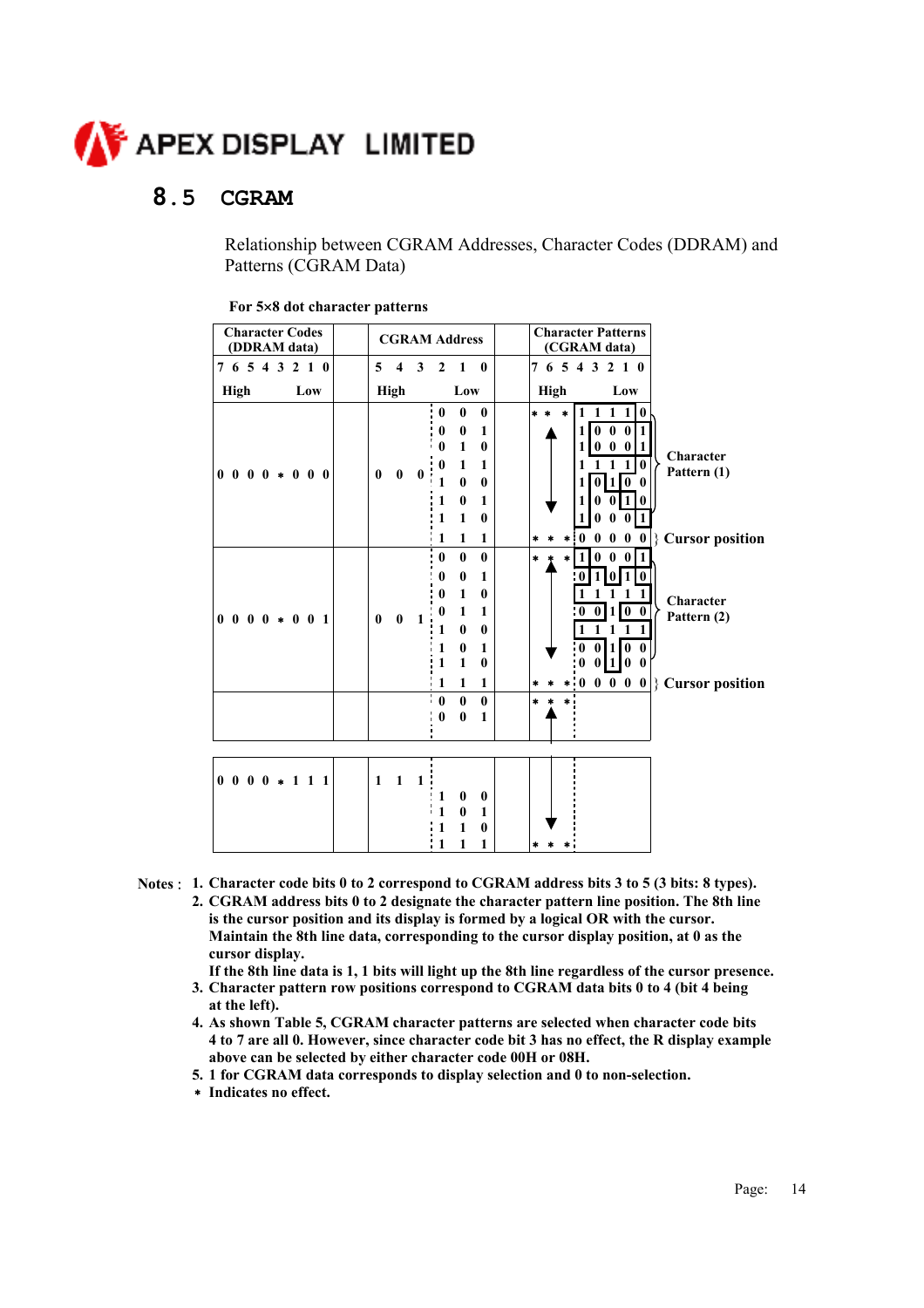## 8.5 CGRAM

Relationship between CGRAM Addresses, Character Codes (DDRAM) and Patterns (CGRAM Data)

**For 5×8 dot character patterns**

| Character Codes (DDRAM data) | CGRAM Address | | Character Patterns (CGRAM data) | |
|---|---|---|---|---|
| 7 6 5 4 3 2 1 0 | 5 4 3 | 2 1 0 | 7 6 5 | 4 3 2 1 0 |
| High Low | High | Low | High | Low |
| 0 0 0 0 * 0 0 0 | 0 0 0 | 0 0 0 | * * * | 1 1 1 1 0 |
| | | 0 0 1 | | 1 0 0 0 1 |
| | | 0 1 0 | | 1 0 0 0 1 |
| | | 0 1 1 | | 1 1 1 1 0 |
| | | 1 0 0 | | 1 0 1 0 0 |
| | | 1 0 1 | | 1 0 0 1 0 |
| | | 1 1 0 | | 1 0 0 0 1 |
| | | 1 1 1 | * * * | 0 0 0 0 0 |
| 0 0 0 0 * 0 0 1 | 0 0 1 | 0 0 0 | * * * | 1 0 0 0 1 |
| | | 0 0 1 | | 0 1 0 1 0 |
| | | 0 1 0 | | 1 1 1 1 1 |
| | | 0 1 1 | | 0 0 1 0 0 |
| | | 1 0 0 | | 1 1 1 1 1 |
| | | 1 0 1 | | 0 0 1 0 0 |
| | | 1 1 0 | | 0 0 1 0 0 |
| | | 1 1 1 | * * * | 0 0 0 0 0 |
| | | 0 0 0 | * * * | |
| | | 0 0 1 | | |
| ⋮ | ⋮ | ⋮ | ⋮ | |
| 0 0 0 0 * 1 1 1 | 1 1 1 | | | |
| | | 1 0 0 | | |
| | | 1 0 1 | | |
| | | 1 1 0 | | |
| | | 1 1 1 | * * * | |

Rows 0 0 0 to 1 1 0 of address 0 0 0: Character Pattern (1); row 1 1 1: Cursor position.
Rows 0 0 0 to 1 1 0 of address 0 0 1: Character Pattern (2); row 1 1 1: Cursor position.

**Notes :**

1. **Character code bits 0 to 2 correspond to CGRAM address bits 3 to 5 (3 bits: 8 types).**
2. **CGRAM address bits 0 to 2 designate the character pattern line position. The 8th line is the cursor position and its display is formed by a logical OR with the cursor. Maintain the 8th line data, corresponding to the cursor display position, at 0 as the cursor display.**
   **If the 8th line data is 1, 1 bits will light up the 8th line regardless of the cursor presence.**
3. **Character pattern row positions correspond to CGRAM data bits 0 to 4 (bit 4 being at the left).**
4. **As shown Table 5, CGRAM character patterns are selected when character code bits 4 to 7 are all 0. However, since character code bit 3 has no effect, the R display example above can be selected by either character code 00H or 08H.**
5. **1 for CGRAM data corresponds to display selection and 0 to non-selection.**

\* **Indicates no effect.**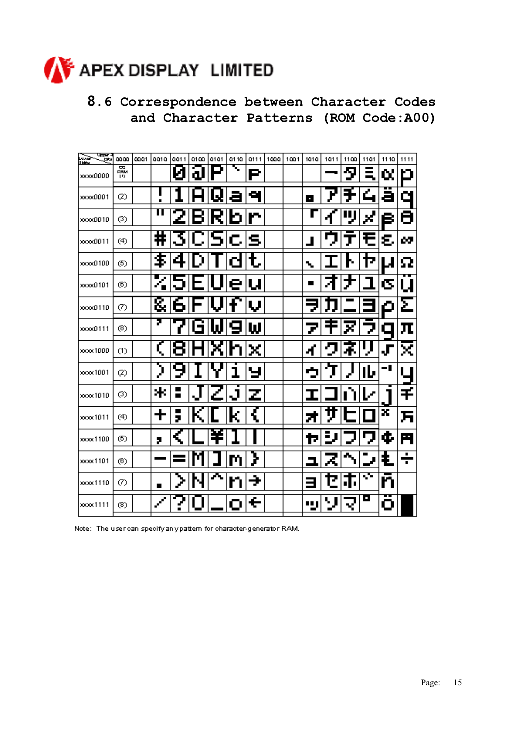## 8.6 Correspondence between Character Codes and Character Patterns (ROM Code:A00)

| Lower 4 Bits \ Upper 4 Bits | 0000 | 0001 | 0010 | 0011 | 0100 | 0101 | 0110 | 0111 | 1000 | 1001 | 1010 | 1011 | 1100 | 1101 | 1110 | 1111 |
|---|---|---|---|---|---|---|---|---|---|---|---|---|---|---|---|---|
| xxxx0000 | CG RAM (1) | | | 0 | @ | P | ` | p | | | | ー | タ | ミ | α | p |
| xxxx0001 | (2) | | ! | 1 | A | Q | a | q | | | 。 | ア | チ | ム | ä | q |
| xxxx0010 | (3) | | " | 2 | B | R | b | r | | | 「 | イ | ツ | メ | β | θ |
| xxxx0011 | (4) | | # | 3 | C | S | c | s | | | 」 | ウ | テ | モ | ε | ∞ |
| xxxx0100 | (5) | | $ | 4 | D | T | d | t | | | 、 | エ | ト | ヤ | μ | Ω |
| xxxx0101 | (6) | | % | 5 | E | U | e | u | | | ・ | オ | ナ | ユ | σ | ü |
| xxxx0110 | (7) | | & | 6 | F | V | f | v | | | ヲ | カ | ニ | ヨ | ρ | Σ |
| xxxx0111 | (8) | | ' | 7 | G | W | g | w | | | ァ | キ | ヌ | ラ | g | π |
| xxxx1000 | (1) | | ( | 8 | H | X | h | x | | | ィ | ク | ネ | リ | √ | x̄ |
| xxxx1001 | (2) | | ) | 9 | I | Y | i | y | | | ゥ | ケ | ノ | ル | ⁻¹ | y |
| xxxx1010 | (3) | | * | : | J | Z | j | z | | | ェ | コ | ハ | レ | j | 千 |
| xxxx1011 | (4) | | + | ; | K | [ | k | { | | | ォ | サ | ヒ | ロ | ˣ | 万 |
| xxxx1100 | (5) | | , | < | L | ¥ | l | \| | | | ャ | シ | フ | ワ | ¢ | 円 |
| xxxx1101 | (6) | | - | = | M | ] | m | } | | | ュ | ス | ヘ | ン | £ | ÷ |
| xxxx1110 | (7) | | . | > | N | ^ | n | → | | | ョ | セ | ホ | ゛ | ñ | |
| xxxx1111 | (8) | | / | ? | O | _ | o | ← | | | ッ | ソ | マ | ゜ | ö | █ |

Note: The user can specify any pattern for character-generator RAM.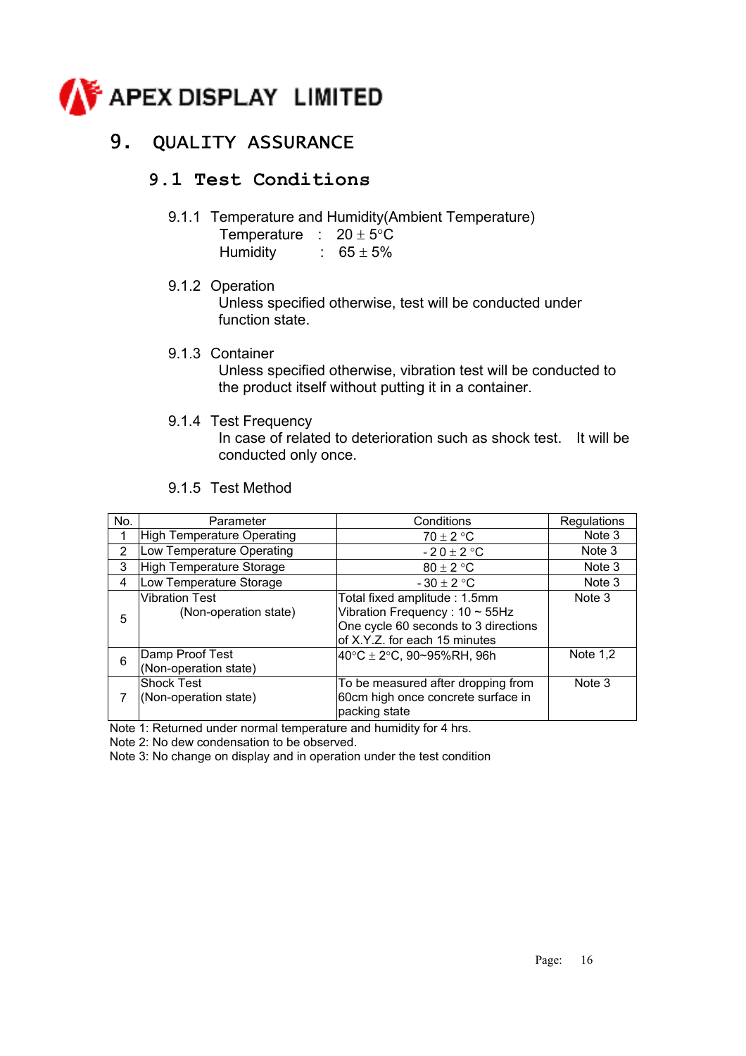# APEX DISPLAY LIMITED

## 9. QUALITY ASSURANCE

### 9.1 Test Conditions

9.1.1 Temperature and Humidity(Ambient Temperature)

Temperature : 20 ± 5°C
Humidity : 65 ± 5%

9.1.2 Operation

Unless specified otherwise, test will be conducted under function state.

9.1.3 Container

Unless specified otherwise, vibration test will be conducted to the product itself without putting it in a container.

9.1.4 Test Frequency

In case of related to deterioration such as shock test. It will be conducted only once.

9.1.5 Test Method

| No. | Parameter | Conditions | Regulations |
|---|---|---|---|
| 1 | High Temperature Operating | 70 ± 2 °C | Note 3 |
| 2 | Low Temperature Operating | - 2 0 ± 2 °C | Note 3 |
| 3 | High Temperature Storage | 80 ± 2 °C | Note 3 |
| 4 | Low Temperature Storage | - 30 ± 2 °C | Note 3 |
| 5 | Vibration Test (Non-operation state) | Total fixed amplitude : 1.5mm<br>Vibration Frequency : 10 ~ 55Hz<br>One cycle 60 seconds to 3 directions of X.Y.Z. for each 15 minutes | Note 3 |
| 6 | Damp Proof Test (Non-operation state) | 40°C ± 2°C, 90~95%RH, 96h | Note 1,2 |
| 7 | Shock Test (Non-operation state) | To be measured after dropping from 60cm high once concrete surface in packing state | Note 3 |

Note 1: Returned under normal temperature and humidity for 4 hrs.
Note 2: No dew condensation to be observed.
Note 3: No change on display and in operation under the test condition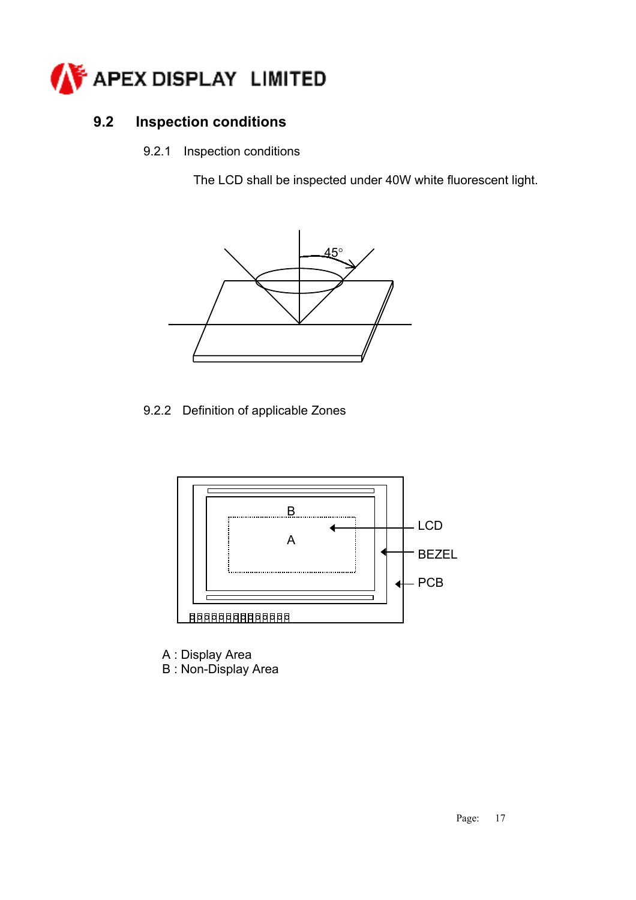## 9.2 Inspection conditions

### 9.2.1 Inspection conditions

The LCD shall be inspected under 40W white fluorescent light.

### 9.2.2 Definition of applicable Zones

A : Display Area
B : Non-Display Area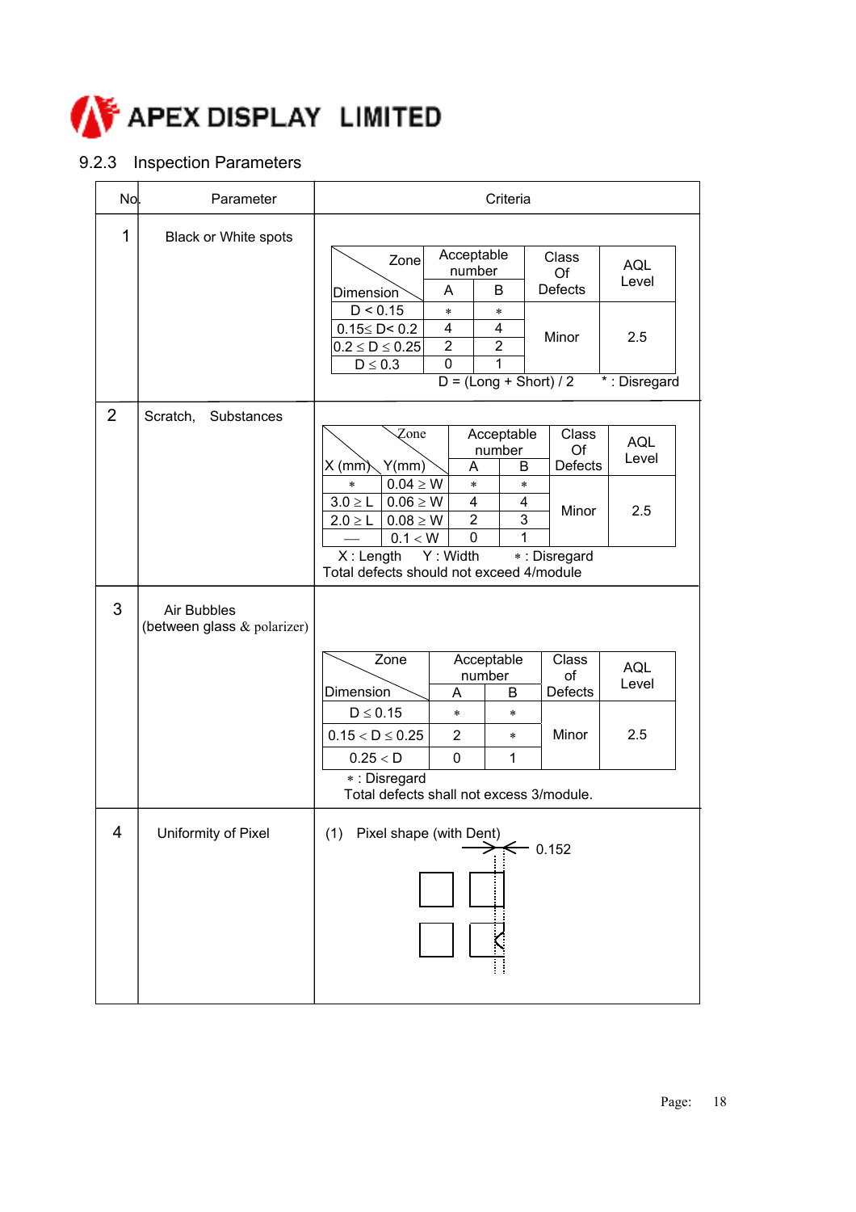## 9.2.3 Inspection Parameters

| No. | Parameter | Criteria |
|---|---|---|
| 1 | Black or White spots | (see table 1) |
| 2 | Scratch, Substances | (see table 2) |
| 3 | Air Bubbles (between glass & polarizer) | (see table 3) |
| 4 | Uniformity of Pixel | (1) Pixel shape (with Dent) 0.152 |

**1. Black or White spots**

| Dimension \ Zone | Acceptable number A | Acceptable number B | Class Of Defects | AQL Level |
|---|---|---|---|---|
| D < 0.15 | * | * | Minor | 2.5 |
| 0.15≤ D< 0.2 | 4 | 4 | Minor | 2.5 |
| 0.2 ≤ D ≤ 0.25 | 2 | 2 | Minor | 2.5 |
| D ≤ 0.3 | 0 | 1 | Minor | 2.5 |

D = (Long + Short) / 2  * : Disregard

**2. Scratch, Substances**

| X (mm) | Y(mm) | Acceptable number A | Acceptable number B | Class Of Defects | AQL Level |
|---|---|---|---|---|---|
| * | 0.04 ≥ W | * | * | Minor | 2.5 |
| 3.0 ≥ L | 0.06 ≥ W | 4 | 4 | Minor | 2.5 |
| 2.0 ≥ L | 0.08 ≥ W | 2 | 3 | Minor | 2.5 |
| — | 0.1 < W | 0 | 1 | Minor | 2.5 |

X : Length  Y : Width  * : Disregard

Total defects should not exceed 4/module

**3. Air Bubbles (between glass & polarizer)**

| Dimension \ Zone | Acceptable number A | Acceptable number B | Class of Defects | AQL Level |
|---|---|---|---|---|
| D ≤ 0.15 | * | * | Minor | 2.5 |
| 0.15 < D ≤ 0.25 | 2 | * | Minor | 2.5 |
| 0.25 < D | 0 | 1 | Minor | 2.5 |

* : Disregard

Total defects shall not excess 3/module.

**4. Uniformity of Pixel**

(1) Pixel shape (with Dent) 0.152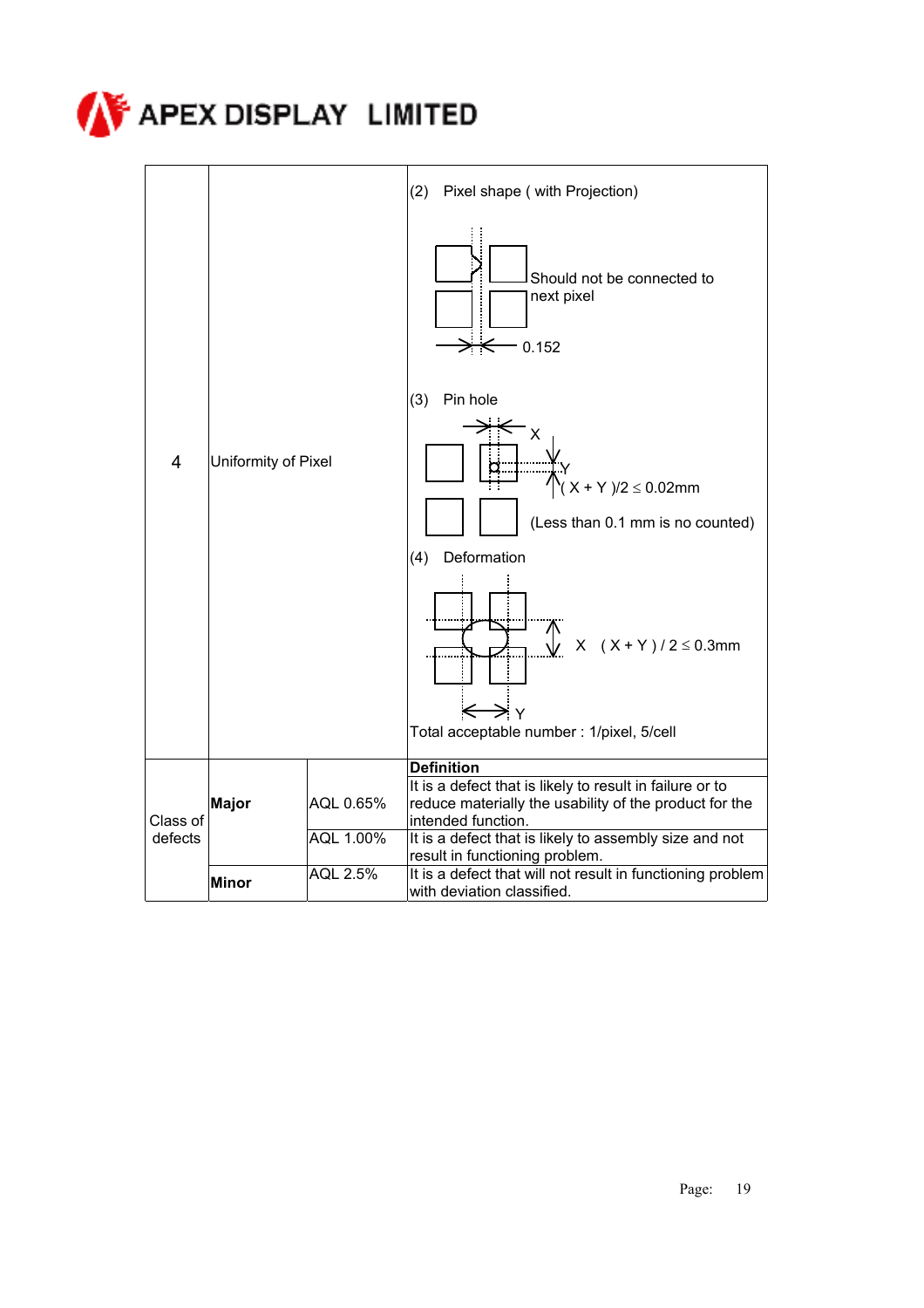| | | | |
|---|---|---|---|
| 4 | Uniformity of Pixel | | (2) Pixel shape ( with Projection)<br><br>Should not be connected to next pixel<br><br>0.152<br><br>(3) Pin hole<br><br>X<br><br>Y<br><br>$( X + Y )/2 \leq 0.02mm$<br><br>(Less than 0.1 mm is no counted)<br><br>(4) Deformation<br><br>X $( X + Y ) / 2 \leq 0.3mm$<br><br>Y<br><br>Total acceptable number : 1/pixel, 5/cell |
| Class of defects | | | **Definition** |
| | **Major** | AQL 0.65% | It is a defect that is likely to result in failure or to reduce materially the usability of the product for the intended function. |
| | | AQL 1.00% | It is a defect that is likely to assembly size and not result in functioning problem. |
| | **Minor** | AQL 2.5% | It is a defect that will not result in functioning problem with deviation classified. |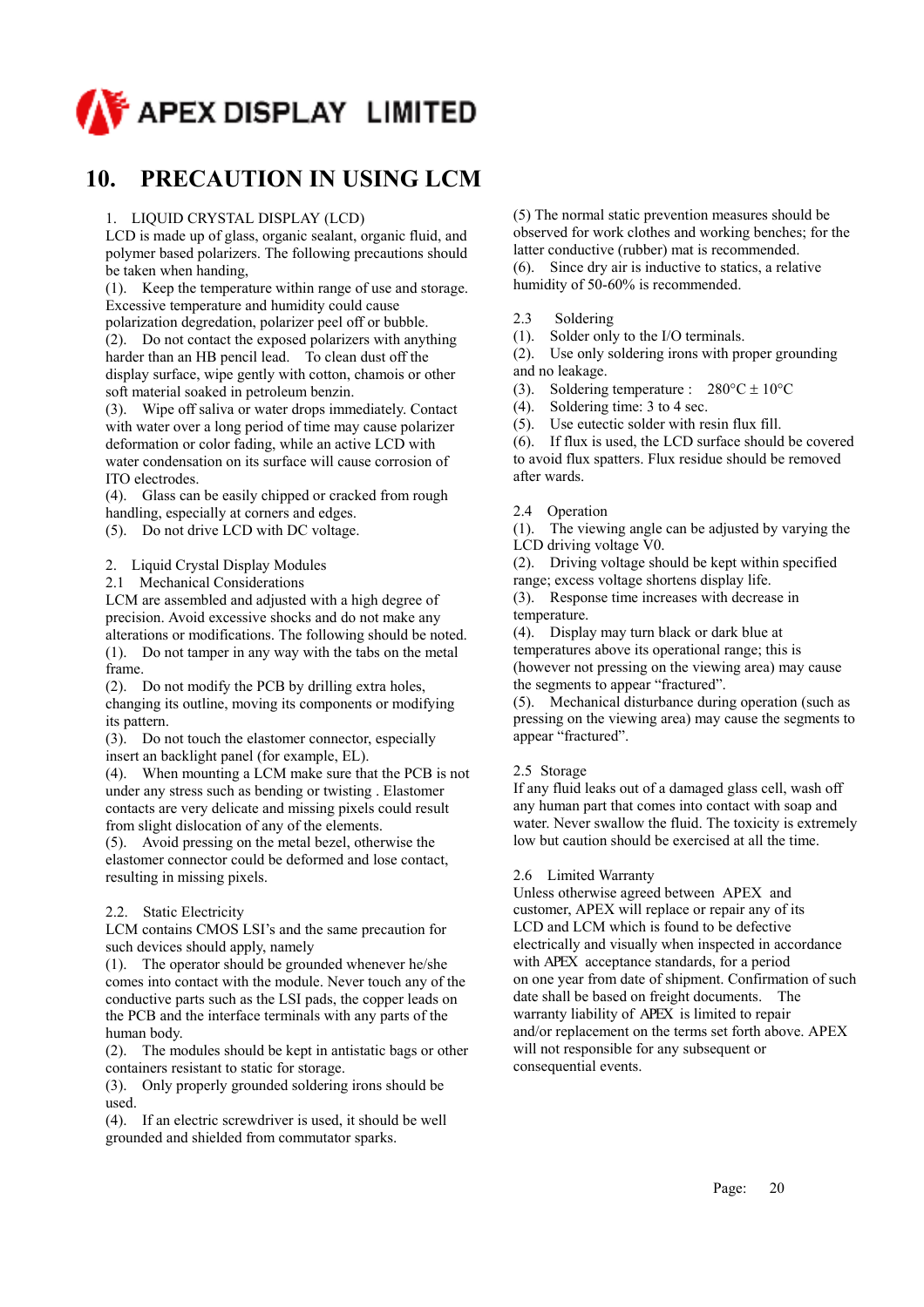# 10. PRECAUTION IN USING LCM

1. LIQUID CRYSTAL DISPLAY (LCD)

LCD is made up of glass, organic sealant, organic fluid, and polymer based polarizers. The following precautions should be taken when handing,

(1). Keep the temperature within range of use and storage. Excessive temperature and humidity could cause polarization degredation, polarizer peel off or bubble.

(2). Do not contact the exposed polarizers with anything harder than an HB pencil lead. To clean dust off the display surface, wipe gently with cotton, chamois or other soft material soaked in petroleum benzin.

(3). Wipe off saliva or water drops immediately. Contact with water over a long period of time may cause polarizer deformation or color fading, while an active LCD with water condensation on its surface will cause corrosion of ITO electrodes.

(4). Glass can be easily chipped or cracked from rough handling, especially at corners and edges.

(5). Do not drive LCD with DC voltage.

2. Liquid Crystal Display Modules

2.1 Mechanical Considerations

LCM are assembled and adjusted with a high degree of precision. Avoid excessive shocks and do not make any alterations or modifications. The following should be noted.

(1). Do not tamper in any way with the tabs on the metal frame.

(2). Do not modify the PCB by drilling extra holes, changing its outline, moving its components or modifying its pattern.

(3). Do not touch the elastomer connector, especially insert an backlight panel (for example, EL).

(4). When mounting a LCM make sure that the PCB is not under any stress such as bending or twisting . Elastomer contacts are very delicate and missing pixels could result from slight dislocation of any of the elements.

(5). Avoid pressing on the metal bezel, otherwise the elastomer connector could be deformed and lose contact, resulting in missing pixels.

2.2. Static Electricity

LCM contains CMOS LSI's and the same precaution for such devices should apply, namely

(1). The operator should be grounded whenever he/she comes into contact with the module. Never touch any of the conductive parts such as the LSI pads, the copper leads on the PCB and the interface terminals with any parts of the human body.

(2). The modules should be kept in antistatic bags or other containers resistant to static for storage.

(3). Only properly grounded soldering irons should be used.

(4). If an electric screwdriver is used, it should be well grounded and shielded from commutator sparks.

(5) The normal static prevention measures should be observed for work clothes and working benches; for the latter conductive (rubber) mat is recommended.

(6). Since dry air is inductive to statics, a relative humidity of 50-60% is recommended.

2.3 Soldering

(1). Solder only to the I/O terminals.

(2). Use only soldering irons with proper grounding and no leakage.

(3). Soldering temperature : 280°C ± 10°C

(4). Soldering time: 3 to 4 sec.

(5). Use eutectic solder with resin flux fill.

(6). If flux is used, the LCD surface should be covered to avoid flux spatters. Flux residue should be removed after wards.

2.4 Operation

(1). The viewing angle can be adjusted by varying the LCD driving voltage V0.

(2). Driving voltage should be kept within specified range; excess voltage shortens display life.

(3). Response time increases with decrease in temperature.

(4). Display may turn black or dark blue at temperatures above its operational range; this is (however not pressing on the viewing area) may cause the segments to appear "fractured".

(5). Mechanical disturbance during operation (such as pressing on the viewing area) may cause the segments to appear "fractured".

2.5 Storage

If any fluid leaks out of a damaged glass cell, wash off any human part that comes into contact with soap and water. Never swallow the fluid. The toxicity is extremely low but caution should be exercised at all the time.

2.6 Limited Warranty

Unless otherwise agreed between APEX and customer, APEX will replace or repair any of its LCD and LCM which is found to be defective electrically and visually when inspected in accordance with APEX acceptance standards, for a period on one year from date of shipment. Confirmation of such date shall be based on freight documents. The warranty liability of APEX is limited to repair and/or replacement on the terms set forth above. APEX will not responsible for any subsequent or consequential events.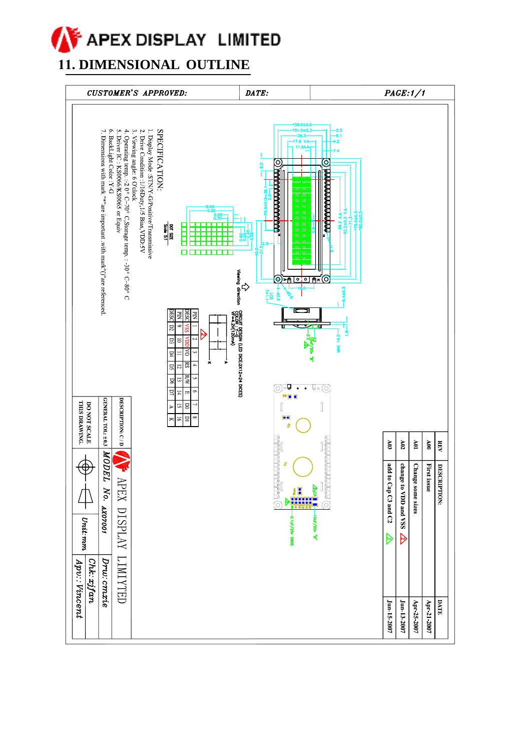# APEX DISPLAY LIMITED

## 11. DIMENSIONAL OUTLINE

| CUSTOMER'S APPROVED: | DATE: | PAGE:1/1 |
|---|---|---|

SPECIFICATION:

1. Display Mode :STN/Y-G/Positive/Transmissive
2. Drive Condition : 1/16Duty,1/5 Bias,VDD:5V
3. Viewing angle: 6 O'clock
4. Operating temp. :-20° C-70° C,Storage temp. : -30° C-80° C
5. Driver IC : KS0066/KS0065 or Equiv
6. BackLight Color : Y-G
7. Dimensions with mark "*"are important ,with mark"()"are referenced.

CIRCUIT DESIGN (LED DICE:2X12=24 DICES)
VF=4.2V(120mA)

| PIN | 1 | 2 | 3 | 4 | 5 | 6 | 7 | 8 |
|---|---|---|---|---|---|---|---|---|
| DESC | VSS | VDD | VO | RS | R/W | E | D0 | D1 |
| PIN | 9 | 10 | 11 | 12 | 13 | 14 | 15 | 16 |
| DESC | D2 | D3 | D4 | D5 | D6 | D7 | A | K |

| REV | DESCRIPTION: | DATE |
|---|---|---|
| A00 | First issue | Apr-21-2007 |
| A01 | Change some sizes | Apr-25-2007 |
| A02 | change to VDD and VSS | Jun-13-2007 |
| A03 | add to Cap C3 and C2 | Jun-15-2007 |

| DESCRIPTION: C / D | APEX DISPLAY LIMITED | |
|---|---|---|
| GENERAL TOL.: ±0.3 | MODEL No. AX07001 | Drw: cmxie |
| DO NOT SCALE THIS DRAWING. | Unit: mm | Chk: xjfan |
| | | Apv: Vincent |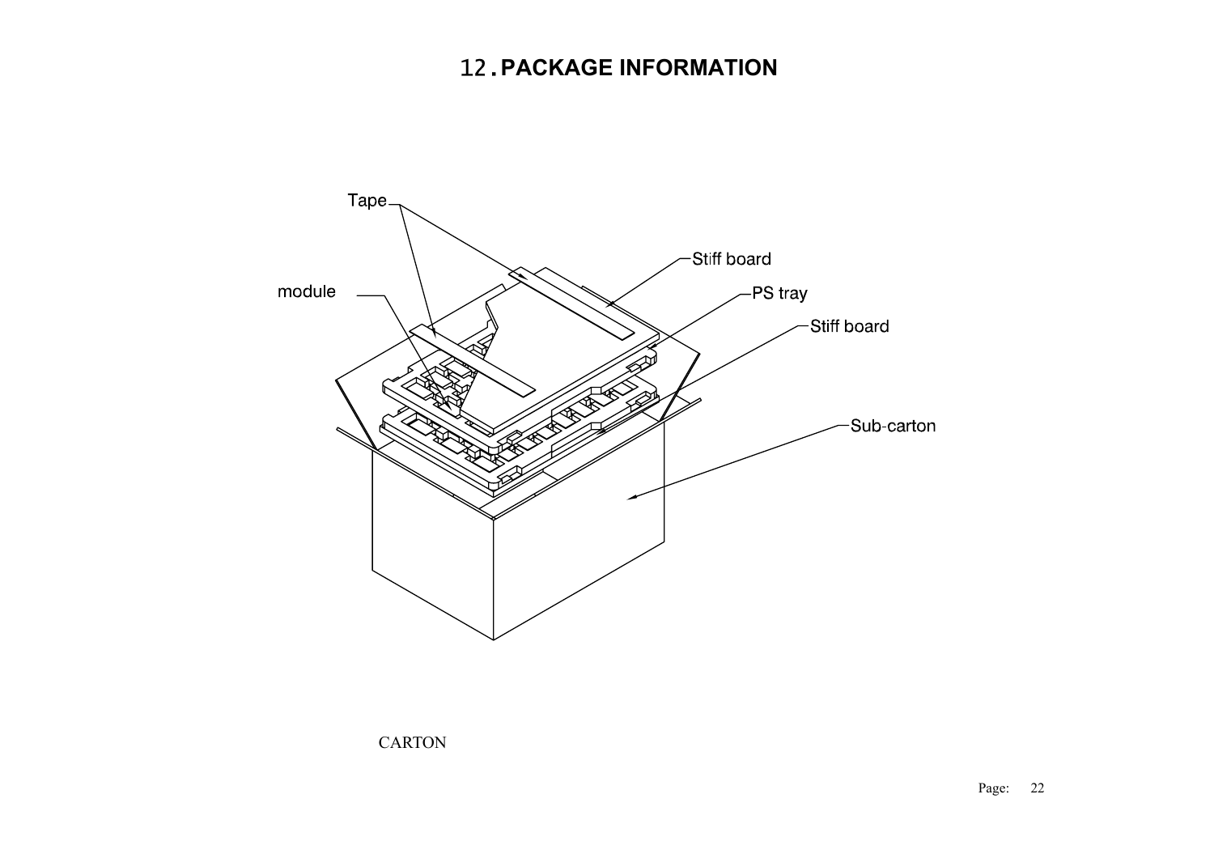# 12.PACKAGE INFORMATION

Tape

Stiff board

module

PS tray

Stiff board

Sub-carton

CARTON